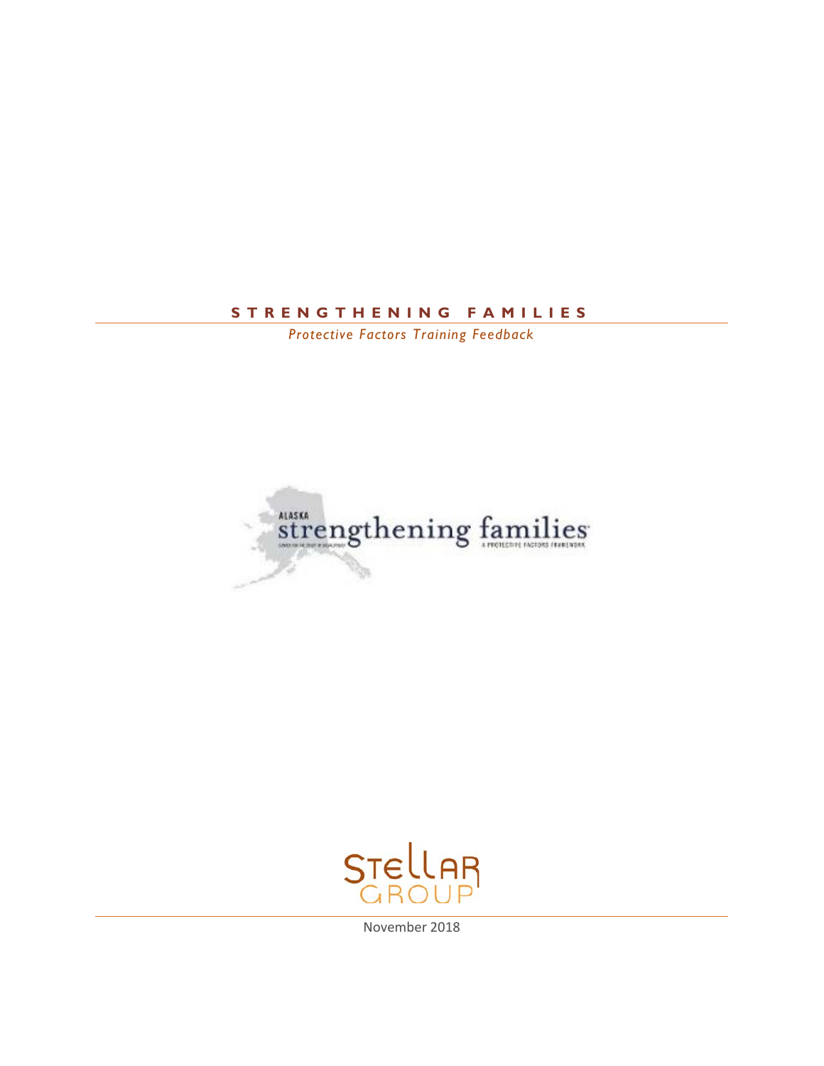# STRENGTHENING FAMILIES

*Protective Factors Training Feedback*

ALASKA strengthening families

A PROTECTIVE FACTORS FRAMEWORK

Stellar Group

November 2018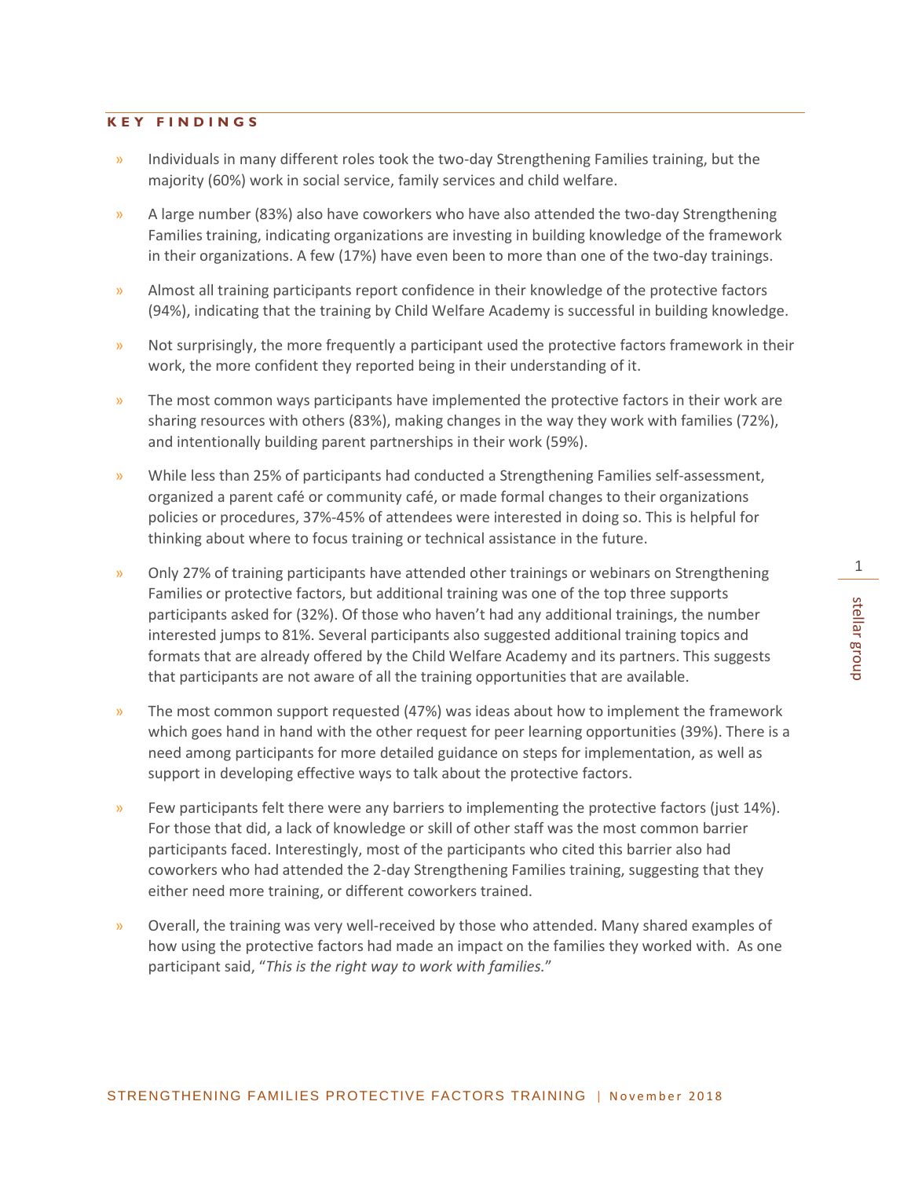## KEY FINDINGS

- Individuals in many different roles took the two-day Strengthening Families training, but the majority (60%) work in social service, family services and child welfare.
- A large number (83%) also have coworkers who have also attended the two-day Strengthening Families training, indicating organizations are investing in building knowledge of the framework in their organizations. A few (17%) have even been to more than one of the two-day trainings.
- Almost all training participants report confidence in their knowledge of the protective factors (94%), indicating that the training by Child Welfare Academy is successful in building knowledge.
- Not surprisingly, the more frequently a participant used the protective factors framework in their work, the more confident they reported being in their understanding of it.
- The most common ways participants have implemented the protective factors in their work are sharing resources with others (83%), making changes in the way they work with families (72%), and intentionally building parent partnerships in their work (59%).
- While less than 25% of participants had conducted a Strengthening Families self-assessment, organized a parent café or community café, or made formal changes to their organizations policies or procedures, 37%-45% of attendees were interested in doing so. This is helpful for thinking about where to focus training or technical assistance in the future.
- Only 27% of training participants have attended other trainings or webinars on Strengthening Families or protective factors, but additional training was one of the top three supports participants asked for (32%). Of those who haven't had any additional trainings, the number interested jumps to 81%. Several participants also suggested additional training topics and formats that are already offered by the Child Welfare Academy and its partners. This suggests that participants are not aware of all the training opportunities that are available.
- The most common support requested (47%) was ideas about how to implement the framework which goes hand in hand with the other request for peer learning opportunities (39%). There is a need among participants for more detailed guidance on steps for implementation, as well as support in developing effective ways to talk about the protective factors.
- Few participants felt there were any barriers to implementing the protective factors (just 14%). For those that did, a lack of knowledge or skill of other staff was the most common barrier participants faced. Interestingly, most of the participants who cited this barrier also had coworkers who had attended the 2-day Strengthening Families training, suggesting that they either need more training, or different coworkers trained.
- Overall, the training was very well-received by those who attended. Many shared examples of how using the protective factors had made an impact on the families they worked with. As one participant said, "*This is the right way to work with families.*"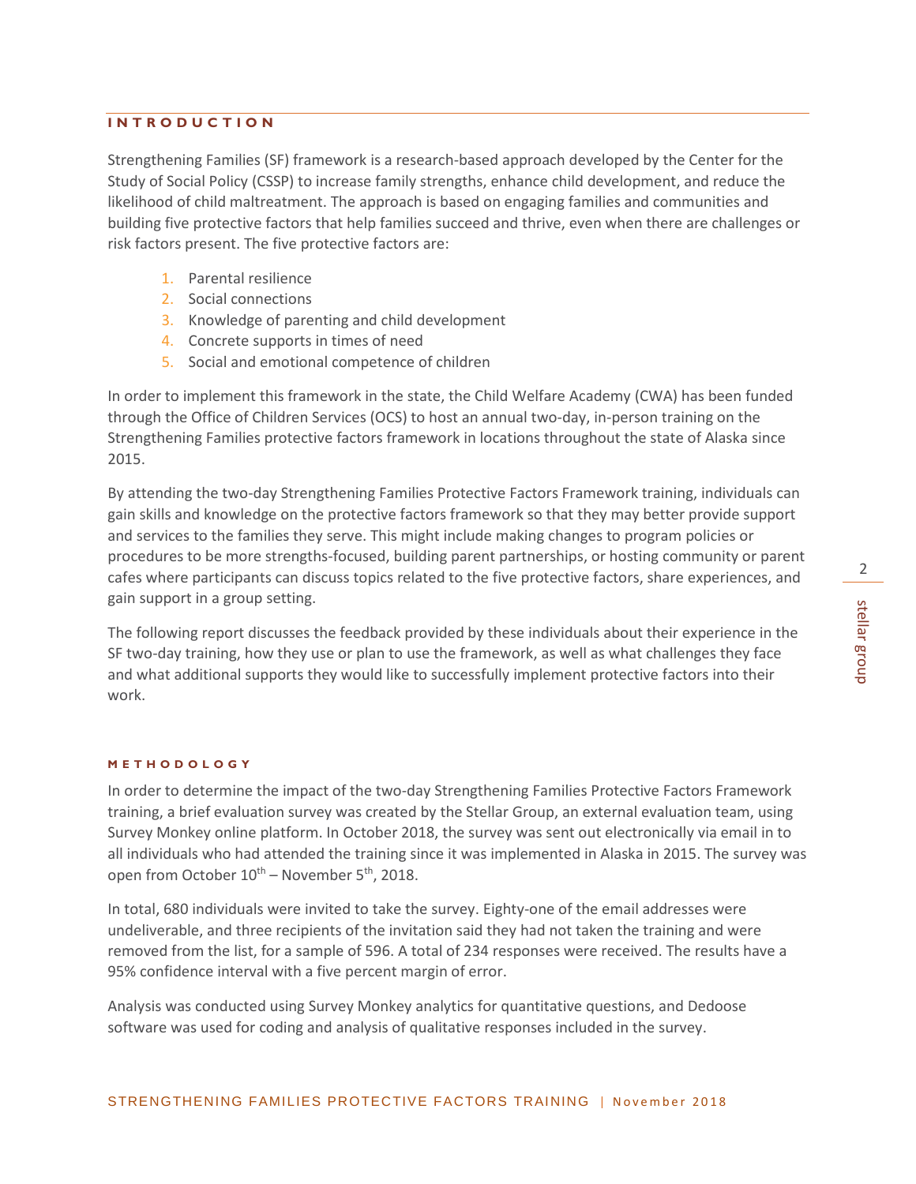## INTRODUCTION

Strengthening Families (SF) framework is a research-based approach developed by the Center for the Study of Social Policy (CSSP) to increase family strengths, enhance child development, and reduce the likelihood of child maltreatment. The approach is based on engaging families and communities and building five protective factors that help families succeed and thrive, even when there are challenges or risk factors present. The five protective factors are:

1. Parental resilience
2. Social connections
3. Knowledge of parenting and child development
4. Concrete supports in times of need
5. Social and emotional competence of children

In order to implement this framework in the state, the Child Welfare Academy (CWA) has been funded through the Office of Children Services (OCS) to host an annual two-day, in-person training on the Strengthening Families protective factors framework in locations throughout the state of Alaska since 2015.

By attending the two-day Strengthening Families Protective Factors Framework training, individuals can gain skills and knowledge on the protective factors framework so that they may better provide support and services to the families they serve. This might include making changes to program policies or procedures to be more strengths-focused, building parent partnerships, or hosting community or parent cafes where participants can discuss topics related to the five protective factors, share experiences, and gain support in a group setting.

The following report discusses the feedback provided by these individuals about their experience in the SF two-day training, how they use or plan to use the framework, as well as what challenges they face and what additional supports they would like to successfully implement protective factors into their work.

## METHODOLOGY

In order to determine the impact of the two-day Strengthening Families Protective Factors Framework training, a brief evaluation survey was created by the Stellar Group, an external evaluation team, using Survey Monkey online platform. In October 2018, the survey was sent out electronically via email in to all individuals who had attended the training since it was implemented in Alaska in 2015. The survey was open from October 10th – November 5th, 2018.

In total, 680 individuals were invited to take the survey. Eighty-one of the email addresses were undeliverable, and three recipients of the invitation said they had not taken the training and were removed from the list, for a sample of 596. A total of 234 responses were received. The results have a 95% confidence interval with a five percent margin of error.

Analysis was conducted using Survey Monkey analytics for quantitative questions, and Dedoose software was used for coding and analysis of qualitative responses included in the survey.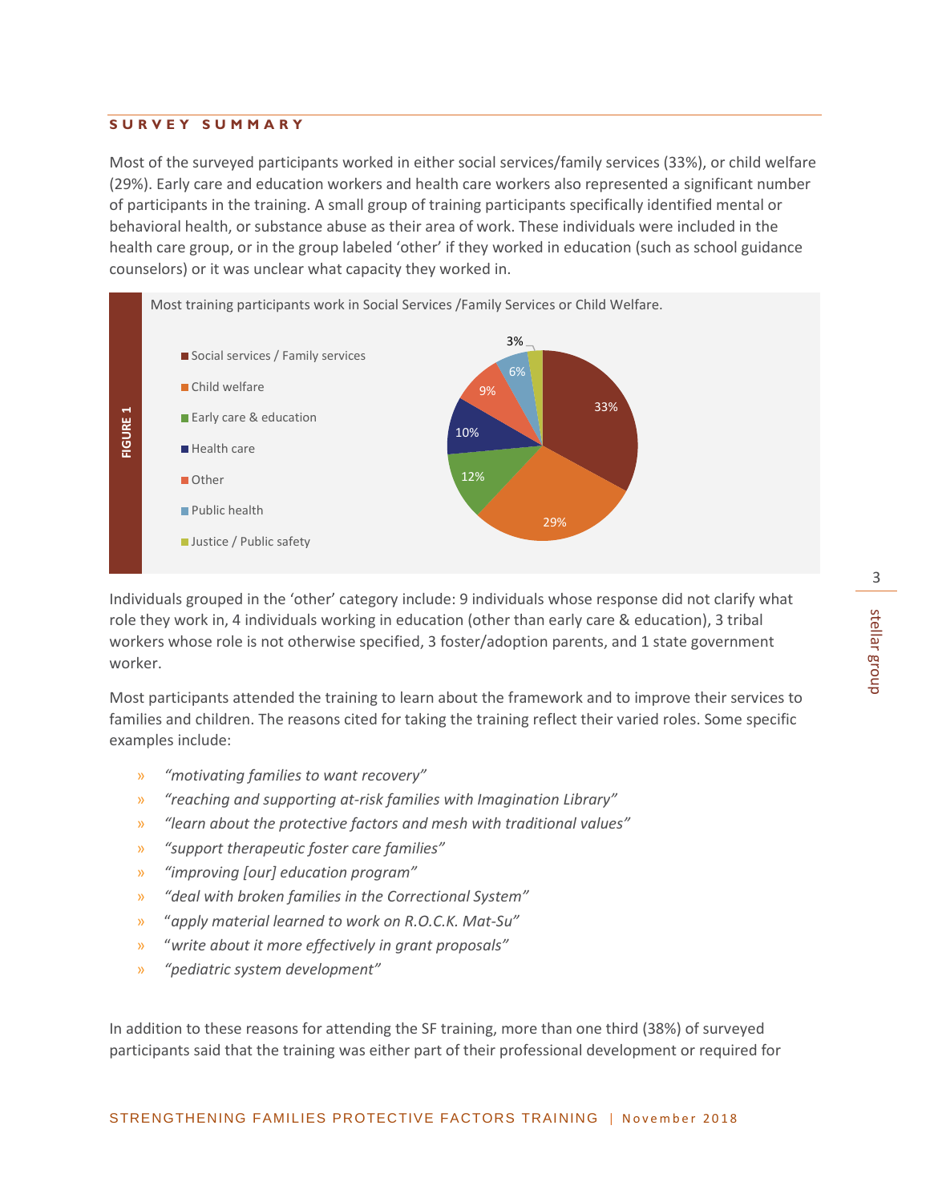## SURVEY SUMMARY

Most of the surveyed participants worked in either social services/family services (33%), or child welfare (29%). Early care and education workers and health care workers also represented a significant number of participants in the training. A small group of training participants specifically identified mental or behavioral health, or substance abuse as their area of work. These individuals were included in the health care group, or in the group labeled 'other' if they worked in education (such as school guidance counselors) or it was unclear what capacity they worked in.

**FIGURE 1**

Most training participants work in Social Services /Family Services or Child Welfare.

| Category | Percent |
|---|---|
| Social services / Family services | 33% |
| Child welfare | 29% |
| Early care & education | 12% |
| Health care | 10% |
| Other | 9% |
| Public health | 6% |
| Justice / Public safety | 3% |

Individuals grouped in the 'other' category include: 9 individuals whose response did not clarify what role they work in, 4 individuals working in education (other than early care & education), 3 tribal workers whose role is not otherwise specified, 3 foster/adoption parents, and 1 state government worker.

Most participants attended the training to learn about the framework and to improve their services to families and children. The reasons cited for taking the training reflect their varied roles. Some specific examples include:

- *"motivating families to want recovery"*
- *"reaching and supporting at-risk families with Imagination Library"*
- *"learn about the protective factors and mesh with traditional values"*
- *"support therapeutic foster care families"*
- *"improving [our] education program"*
- *"deal with broken families in the Correctional System"*
- "*apply material learned to work on R.O.C.K. Mat-Su"*
- "*write about it more effectively in grant proposals"*
- *"pediatric system development"*

In addition to these reasons for attending the SF training, more than one third (38%) of surveyed participants said that the training was either part of their professional development or required for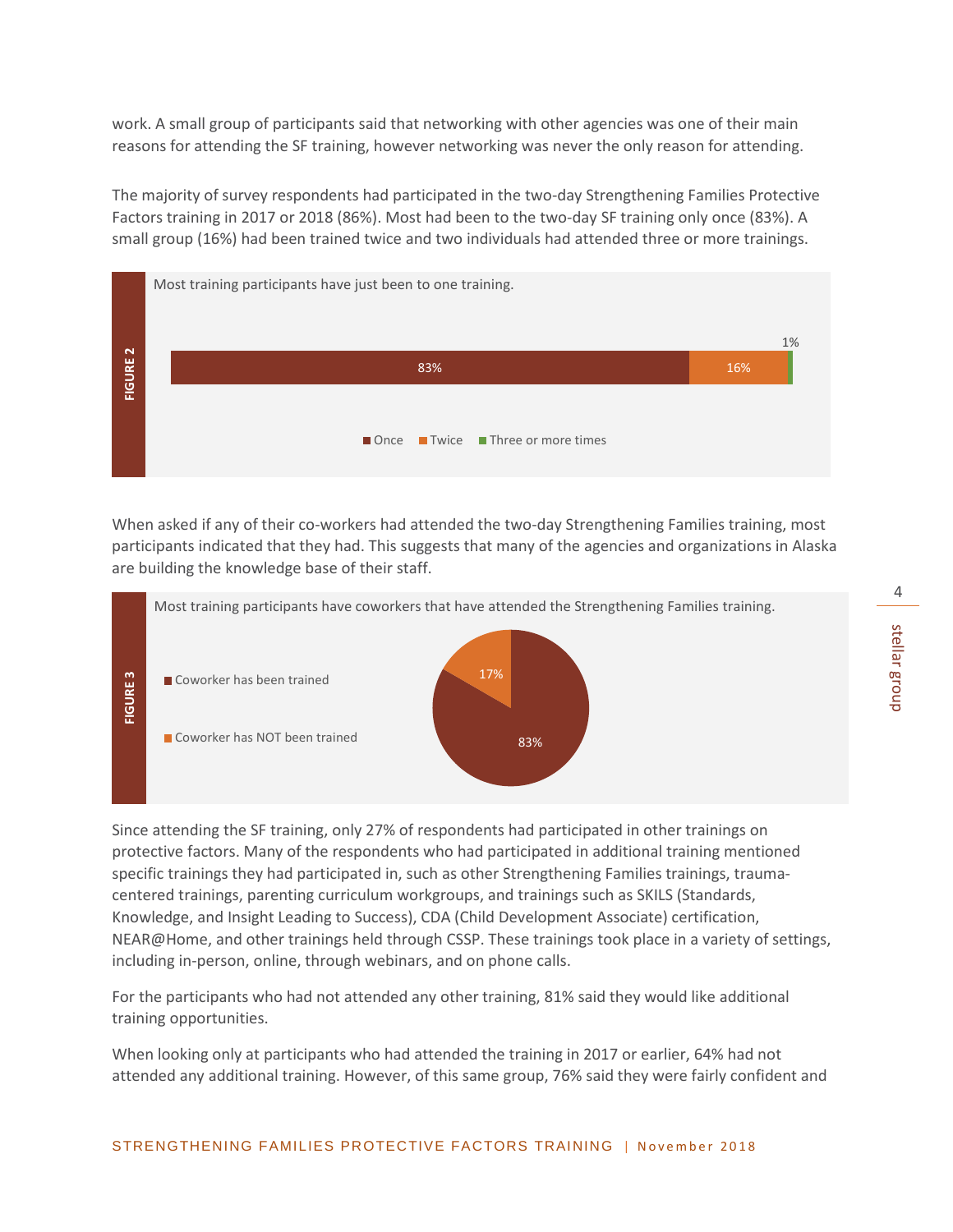work. A small group of participants said that networking with other agencies was one of their main reasons for attending the SF training, however networking was never the only reason for attending.

The majority of survey respondents had participated in the two-day Strengthening Families Protective Factors training in 2017 or 2018 (86%). Most had been to the two-day SF training only once (83%). A small group (16%) had been trained twice and two individuals had attended three or more trainings.

**FIGURE 2**

Most training participants have just been to one training.

| Once | Twice | Three or more times |
|---|---|---|
| 83% | 16% | 1% |

When asked if any of their co-workers had attended the two-day Strengthening Families training, most participants indicated that they had. This suggests that many of the agencies and organizations in Alaska are building the knowledge base of their staff.

**FIGURE 3**

Most training participants have coworkers that have attended the Strengthening Families training.

| Coworker has been trained | Coworker has NOT been trained |
|---|---|
| 83% | 17% |

Since attending the SF training, only 27% of respondents had participated in other trainings on protective factors. Many of the respondents who had participated in additional training mentioned specific trainings they had participated in, such as other Strengthening Families trainings, trauma-centered trainings, parenting curriculum workgroups, and trainings such as SKILS (Standards, Knowledge, and Insight Leading to Success), CDA (Child Development Associate) certification, NEAR@Home, and other trainings held through CSSP. These trainings took place in a variety of settings, including in-person, online, through webinars, and on phone calls.

For the participants who had not attended any other training, 81% said they would like additional training opportunities.

When looking only at participants who had attended the training in 2017 or earlier, 64% had not attended any additional training. However, of this same group, 76% said they were fairly confident and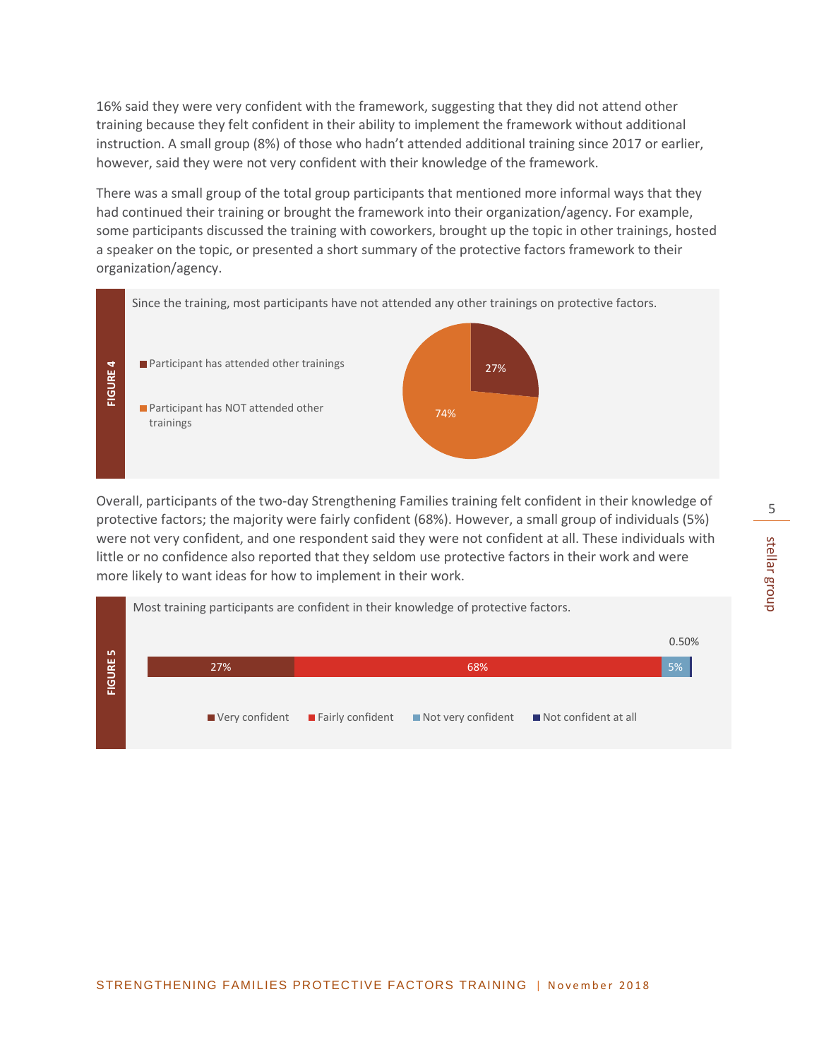16% said they were very confident with the framework, suggesting that they did not attend other training because they felt confident in their ability to implement the framework without additional instruction. A small group (8%) of those who hadn't attended additional training since 2017 or earlier, however, said they were not very confident with their knowledge of the framework.

There was a small group of the total group participants that mentioned more informal ways that they had continued their training or brought the framework into their organization/agency. For example, some participants discussed the training with coworkers, brought up the topic in other trainings, hosted a speaker on the topic, or presented a short summary of the protective factors framework to their organization/agency.

**FIGURE 4**

Since the training, most participants have not attended any other trainings on protective factors.

| Category | Percentage |
|---|---|
| Participant has attended other trainings | 27% |
| Participant has NOT attended other trainings | 74% |

Overall, participants of the two-day Strengthening Families training felt confident in their knowledge of protective factors; the majority were fairly confident (68%). However, a small group of individuals (5%) were not very confident, and one respondent said they were not confident at all. These individuals with little or no confidence also reported that they seldom use protective factors in their work and were more likely to want ideas for how to implement in their work.

**FIGURE 5**

Most training participants are confident in their knowledge of protective factors.

| Very confident | Fairly confident | Not very confident | Not confident at all |
|---|---|---|---|
| 27% | 68% | 5% | 0.50% |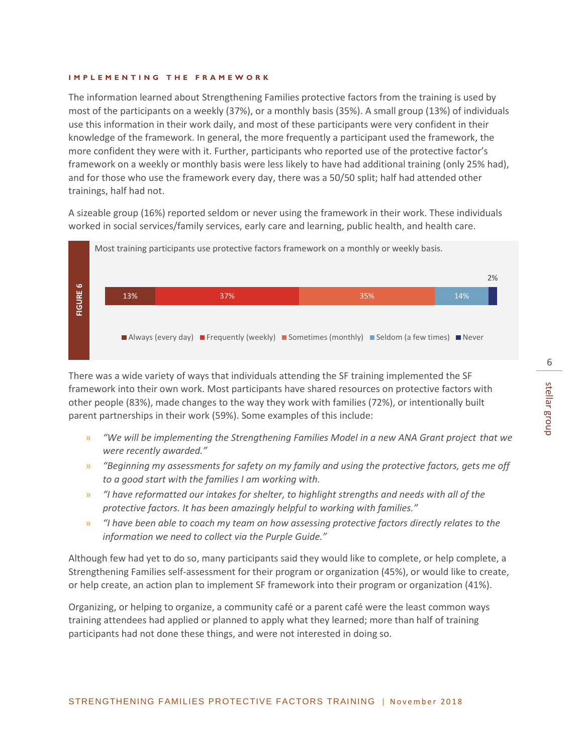### IMPLEMENTING THE FRAMEWORK

The information learned about Strengthening Families protective factors from the training is used by most of the participants on a weekly (37%), or a monthly basis (35%). A small group (13%) of individuals use this information in their work daily, and most of these participants were very confident in their knowledge of the framework. In general, the more frequently a participant used the framework, the more confident they were with it. Further, participants who reported use of the protective factor's framework on a weekly or monthly basis were less likely to have had additional training (only 25% had), and for those who use the framework every day, there was a 50/50 split; half had attended other trainings, half had not.

A sizeable group (16%) reported seldom or never using the framework in their work. These individuals worked in social services/family services, early care and learning, public health, and health care.

**FIGURE 6**

Most training participants use protective factors framework on a monthly or weekly basis.

| Always (every day) | Frequently (weekly) | Sometimes (monthly) | Seldom (a few times) | Never |
|---|---|---|---|---|
| 13% | 37% | 35% | 14% | 2% |

There was a wide variety of ways that individuals attending the SF training implemented the SF framework into their own work. Most participants have shared resources on protective factors with other people (83%), made changes to the way they work with families (72%), or intentionally built parent partnerships in their work (59%). Some examples of this include:

- *"We will be implementing the Strengthening Families Model in a new ANA Grant project that we were recently awarded."*
- *"Beginning my assessments for safety on my family and using the protective factors, gets me off to a good start with the families I am working with.*
- *"I have reformatted our intakes for shelter, to highlight strengths and needs with all of the protective factors. It has been amazingly helpful to working with families."*
- *"I have been able to coach my team on how assessing protective factors directly relates to the information we need to collect via the Purple Guide."*

Although few had yet to do so, many participants said they would like to complete, or help complete, a Strengthening Families self-assessment for their program or organization (45%), or would like to create, or help create, an action plan to implement SF framework into their program or organization (41%).

Organizing, or helping to organize, a community café or a parent café were the least common ways training attendees had applied or planned to apply what they learned; more than half of training participants had not done these things, and were not interested in doing so.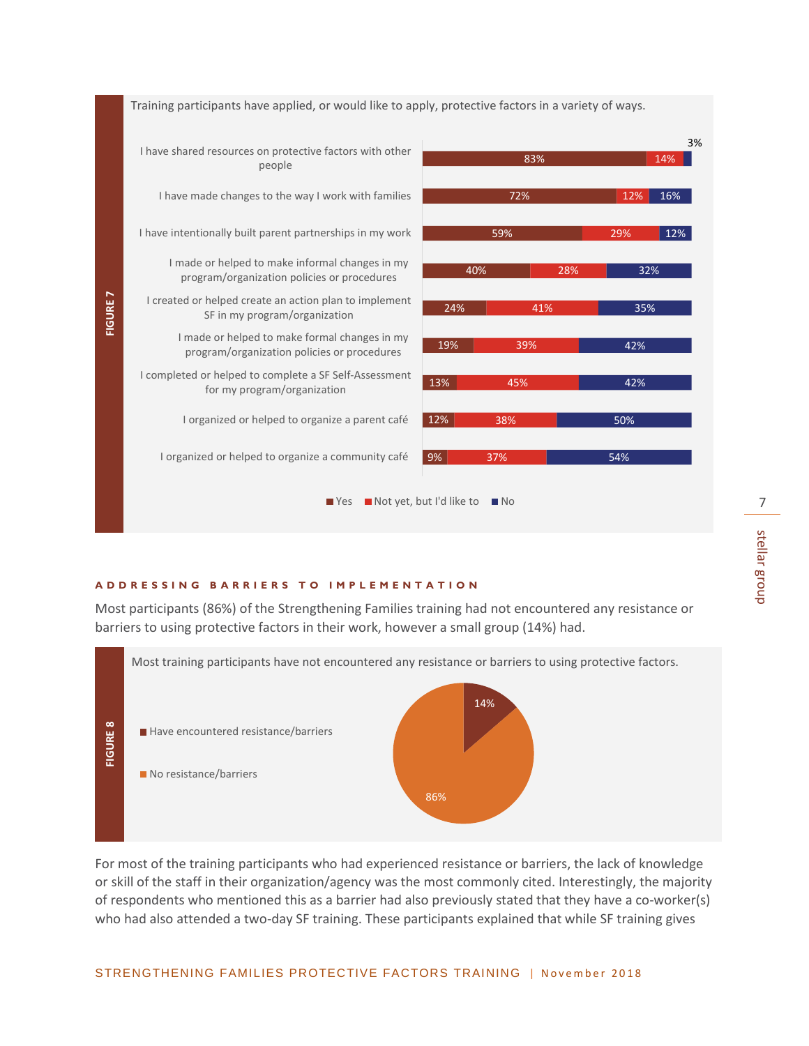**FIGURE 7**

Training participants have applied, or would like to apply, protective factors in a variety of ways.

| | Yes | Not yet, but I'd like to | No |
|---|---|---|---|
| I have shared resources on protective factors with other people | 83% | 14% | 3% |
| I have made changes to the way I work with families | 72% | 12% | 16% |
| I have intentionally built parent partnerships in my work | 59% | 29% | 12% |
| I made or helped to make informal changes in my program/organization policies or procedures | 40% | 28% | 32% |
| I created or helped create an action plan to implement SF in my program/organization | 24% | 41% | 35% |
| I made or helped to make formal changes in my program/organization policies or procedures | 19% | 39% | 42% |
| I completed or helped to complete a SF Self-Assessment for my program/organization | 13% | 45% | 42% |
| I organized or helped to organize a parent café | 12% | 38% | 50% |
| I organized or helped to organize a community café | 9% | 37% | 54% |

#### ADDRESSING BARRIERS TO IMPLEMENTATION

Most participants (86%) of the Strengthening Families training had not encountered any resistance or barriers to using protective factors in their work, however a small group (14%) had.

**FIGURE 8**

Most training participants have not encountered any resistance or barriers to using protective factors.

| | |
|---|---|
| Have encountered resistance/barriers | 14% |
| No resistance/barriers | 86% |

For most of the training participants who had experienced resistance or barriers, the lack of knowledge or skill of the staff in their organization/agency was the most commonly cited. Interestingly, the majority of respondents who mentioned this as a barrier had also previously stated that they have a co-worker(s) who had also attended a two-day SF training. These participants explained that while SF training gives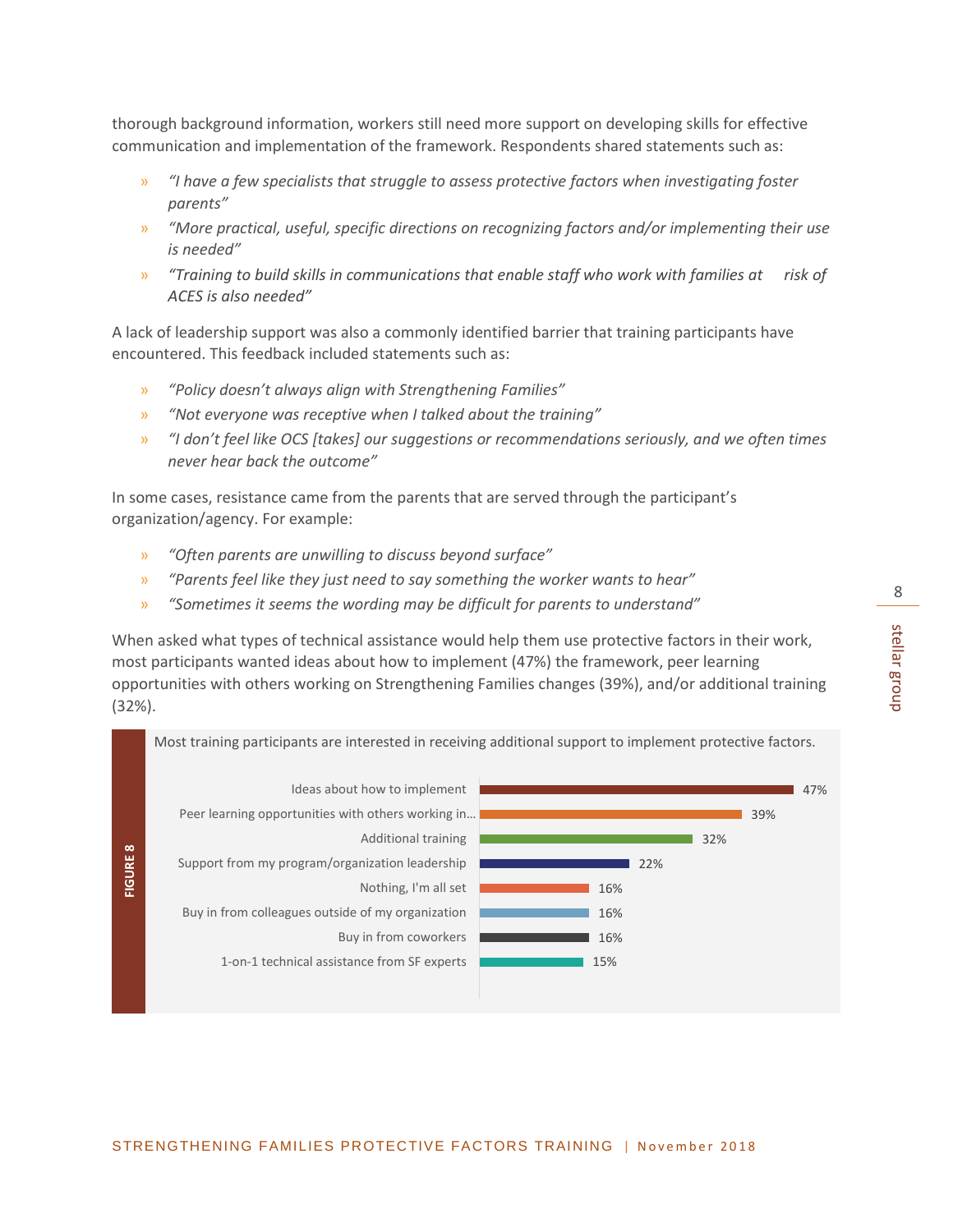thorough background information, workers still need more support on developing skills for effective communication and implementation of the framework. Respondents shared statements such as:

- *"I have a few specialists that struggle to assess protective factors when investigating foster parents"*
- *"More practical, useful, specific directions on recognizing factors and/or implementing their use is needed"*
- *"Training to build skills in communications that enable staff who work with families at risk of ACES is also needed"*

A lack of leadership support was also a commonly identified barrier that training participants have encountered. This feedback included statements such as:

- *"Policy doesn't always align with Strengthening Families"*
- *"Not everyone was receptive when I talked about the training"*
- *"I don't feel like OCS [takes] our suggestions or recommendations seriously, and we often times never hear back the outcome"*

In some cases, resistance came from the parents that are served through the participant's organization/agency. For example:

- *"Often parents are unwilling to discuss beyond surface"*
- *"Parents feel like they just need to say something the worker wants to hear"*
- *"Sometimes it seems the wording may be difficult for parents to understand"*

When asked what types of technical assistance would help them use protective factors in their work, most participants wanted ideas about how to implement (47%) the framework, peer learning opportunities with others working on Strengthening Families changes (39%), and/or additional training (32%).

**FIGURE 8**

Most training participants are interested in receiving additional support to implement protective factors.

| Type of support | Percent |
| --- | --- |
| Ideas about how to implement | 47% |
| Peer learning opportunities with others working in... | 39% |
| Additional training | 32% |
| Support from my program/organization leadership | 22% |
| Nothing, I'm all set | 16% |
| Buy in from colleagues outside of my organization | 16% |
| Buy in from coworkers | 16% |
| 1-on-1 technical assistance from SF experts | 15% |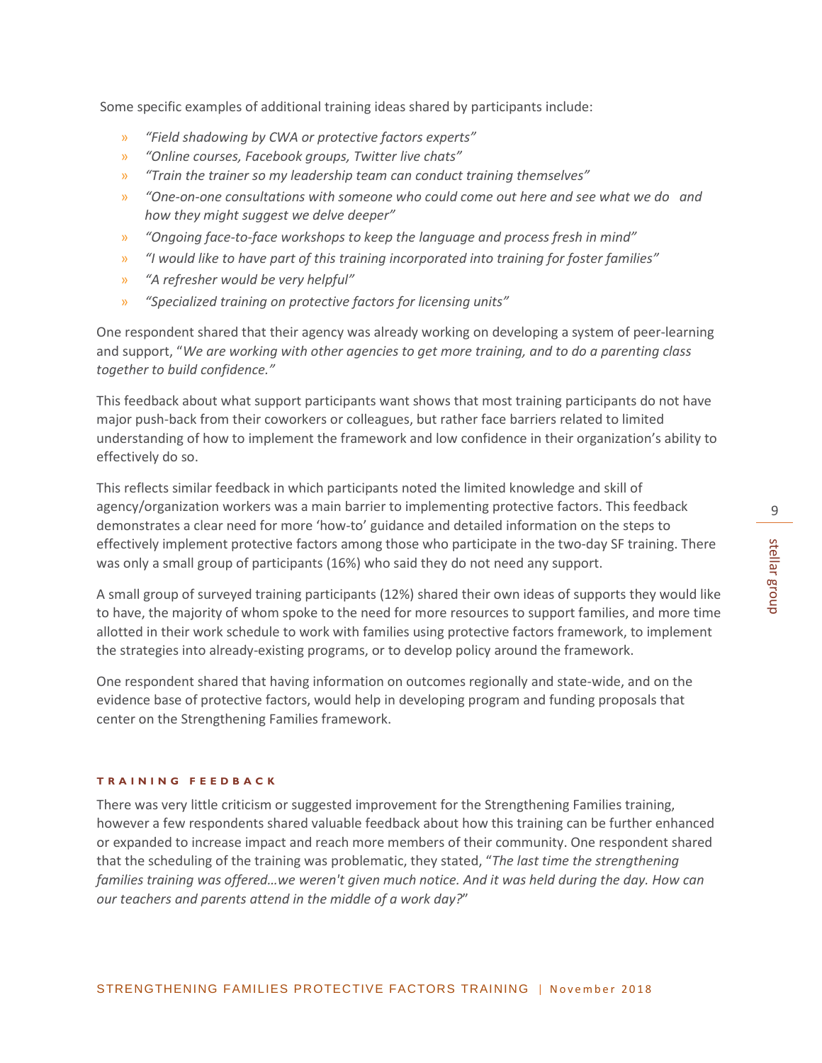Some specific examples of additional training ideas shared by participants include:

- *"Field shadowing by CWA or protective factors experts"*
- *"Online courses, Facebook groups, Twitter live chats"*
- *"Train the trainer so my leadership team can conduct training themselves"*
- *"One-on-one consultations with someone who could come out here and see what we do and how they might suggest we delve deeper"*
- *"Ongoing face-to-face workshops to keep the language and process fresh in mind"*
- *"I would like to have part of this training incorporated into training for foster families"*
- *"A refresher would be very helpful"*
- *"Specialized training on protective factors for licensing units"*

One respondent shared that their agency was already working on developing a system of peer-learning and support, "*We are working with other agencies to get more training, and to do a parenting class together to build confidence."*

This feedback about what support participants want shows that most training participants do not have major push-back from their coworkers or colleagues, but rather face barriers related to limited understanding of how to implement the framework and low confidence in their organization's ability to effectively do so.

This reflects similar feedback in which participants noted the limited knowledge and skill of agency/organization workers was a main barrier to implementing protective factors. This feedback demonstrates a clear need for more 'how-to' guidance and detailed information on the steps to effectively implement protective factors among those who participate in the two-day SF training. There was only a small group of participants (16%) who said they do not need any support.

A small group of surveyed training participants (12%) shared their own ideas of supports they would like to have, the majority of whom spoke to the need for more resources to support families, and more time allotted in their work schedule to work with families using protective factors framework, to implement the strategies into already-existing programs, or to develop policy around the framework.

One respondent shared that having information on outcomes regionally and state-wide, and on the evidence base of protective factors, would help in developing program and funding proposals that center on the Strengthening Families framework.

### TRAINING FEEDBACK

There was very little criticism or suggested improvement for the Strengthening Families training, however a few respondents shared valuable feedback about how this training can be further enhanced or expanded to increase impact and reach more members of their community. One respondent shared that the scheduling of the training was problematic, they stated, "*The last time the strengthening families training was offered…we weren't given much notice. And it was held during the day. How can our teachers and parents attend in the middle of a work day?*"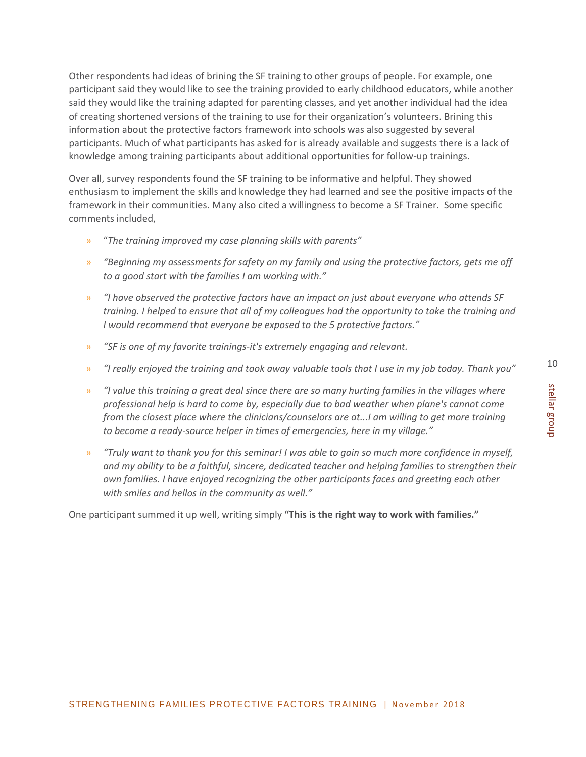Other respondents had ideas of brining the SF training to other groups of people. For example, one participant said they would like to see the training provided to early childhood educators, while another said they would like the training adapted for parenting classes, and yet another individual had the idea of creating shortened versions of the training to use for their organization's volunteers. Brining this information about the protective factors framework into schools was also suggested by several participants. Much of what participants has asked for is already available and suggests there is a lack of knowledge among training participants about additional opportunities for follow-up trainings.

Over all, survey respondents found the SF training to be informative and helpful. They showed enthusiasm to implement the skills and knowledge they had learned and see the positive impacts of the framework in their communities. Many also cited a willingness to become a SF Trainer. Some specific comments included,

- "*The training improved my case planning skills with parents"*
- *"Beginning my assessments for safety on my family and using the protective factors, gets me off to a good start with the families I am working with."*
- *"I have observed the protective factors have an impact on just about everyone who attends SF training. I helped to ensure that all of my colleagues had the opportunity to take the training and I would recommend that everyone be exposed to the 5 protective factors."*
- *"SF is one of my favorite trainings-it's extremely engaging and relevant.*
- *"I really enjoyed the training and took away valuable tools that I use in my job today. Thank you"*
- *"I value this training a great deal since there are so many hurting families in the villages where professional help is hard to come by, especially due to bad weather when plane's cannot come from the closest place where the clinicians/counselors are at...I am willing to get more training to become a ready-source helper in times of emergencies, here in my village."*
- *"Truly want to thank you for this seminar! I was able to gain so much more confidence in myself, and my ability to be a faithful, sincere, dedicated teacher and helping families to strengthen their own families. I have enjoyed recognizing the other participants faces and greeting each other with smiles and hellos in the community as well."*

One participant summed it up well, writing simply **"This is the right way to work with families."**